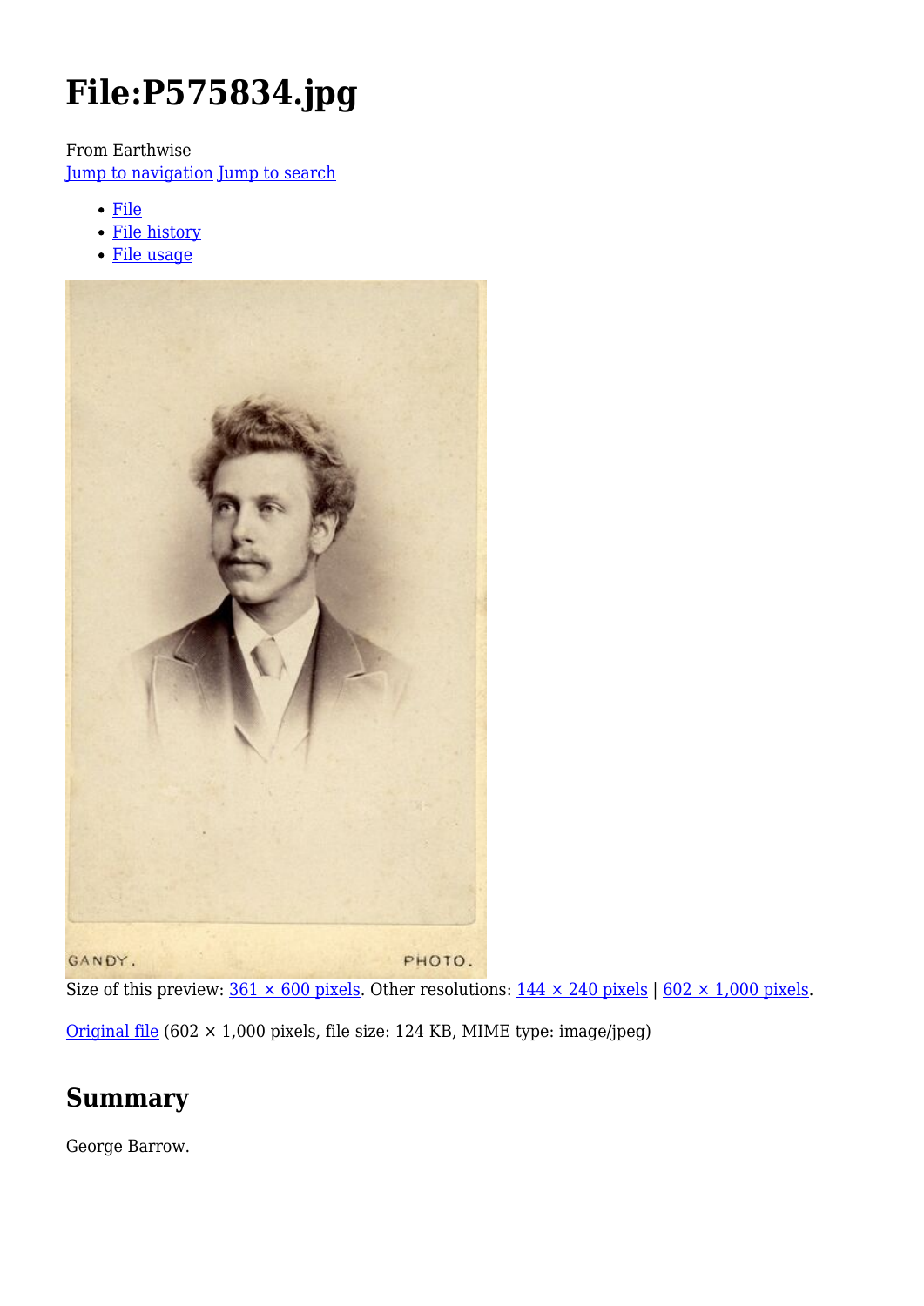# File:P575834.jpg

From Earthwise

Jump to navigation Jump to search

- File
- File history
- File usage

Size of this preview: 361 × 600 pixels. Other resolutions: 144 × 240 pixels | 602 × 1,000 pixels.

Original file (602 × 1,000 pixels, file size: 124 KB, MIME type: image/jpeg)

## Summary

George Barrow.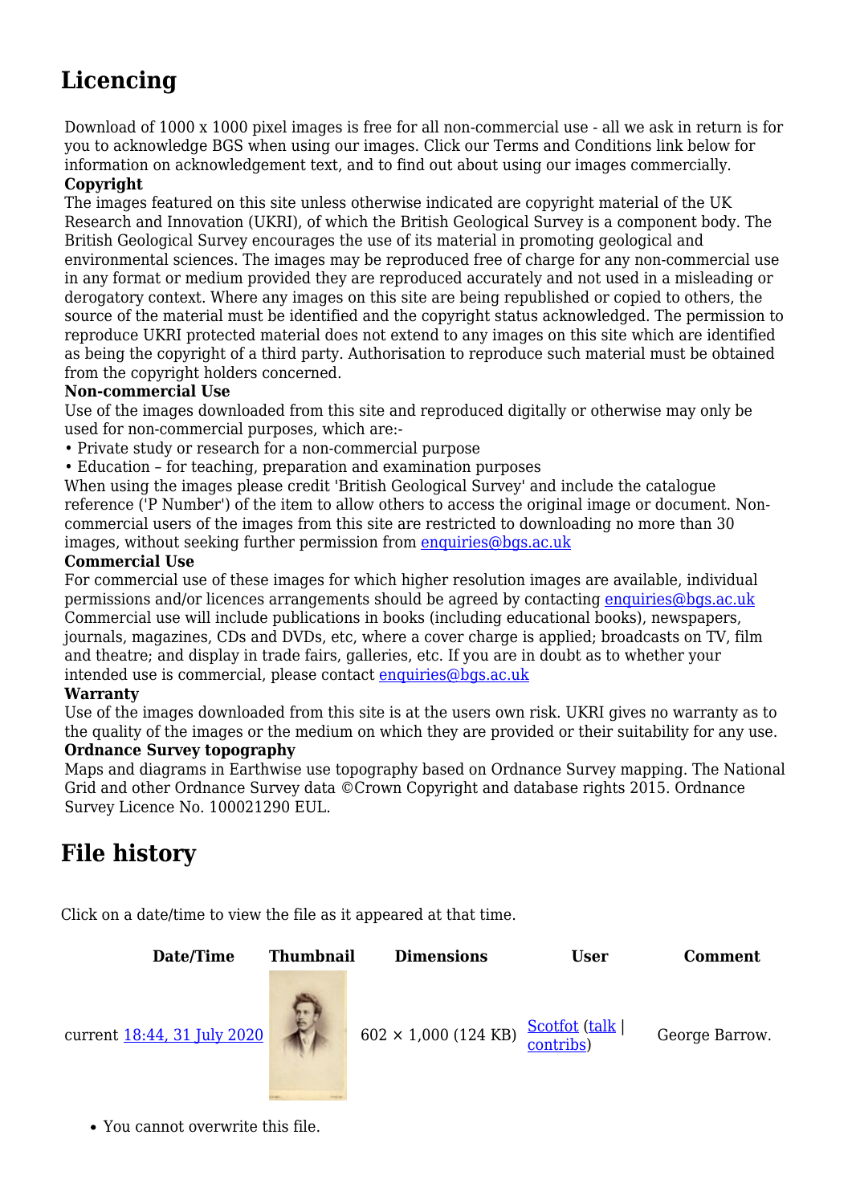## Licencing

Download of 1000 x 1000 pixel images is free for all non-commercial use - all we ask in return is for you to acknowledge BGS when using our images. Click our Terms and Conditions link below for information on acknowledgement text, and to find out about using our images commercially.

**Copyright**

The images featured on this site unless otherwise indicated are copyright material of the UK Research and Innovation (UKRI), of which the British Geological Survey is a component body. The British Geological Survey encourages the use of its material in promoting geological and environmental sciences. The images may be reproduced free of charge for any non-commercial use in any format or medium provided they are reproduced accurately and not used in a misleading or derogatory context. Where any images on this site are being republished or copied to others, the source of the material must be identified and the copyright status acknowledged. The permission to reproduce UKRI protected material does not extend to any images on this site which are identified as being the copyright of a third party. Authorisation to reproduce such material must be obtained from the copyright holders concerned.

**Non-commercial Use**

Use of the images downloaded from this site and reproduced digitally or otherwise may only be used for non-commercial purposes, which are:-

- Private study or research for a non-commercial purpose
- Education – for teaching, preparation and examination purposes

When using the images please credit 'British Geological Survey' and include the catalogue reference ('P Number') of the item to allow others to access the original image or document. Non-commercial users of the images from this site are restricted to downloading no more than 30 images, without seeking further permission from enquiries@bgs.ac.uk

**Commercial Use**

For commercial use of these images for which higher resolution images are available, individual permissions and/or licences arrangements should be agreed by contacting enquiries@bgs.ac.uk Commercial use will include publications in books (including educational books), newspapers, journals, magazines, CDs and DVDs, etc, where a cover charge is applied; broadcasts on TV, film and theatre; and display in trade fairs, galleries, etc. If you are in doubt as to whether your intended use is commercial, please contact enquiries@bgs.ac.uk

**Warranty**

Use of the images downloaded from this site is at the users own risk. UKRI gives no warranty as to the quality of the images or the medium on which they are provided or their suitability for any use.

**Ordnance Survey topography**

Maps and diagrams in Earthwise use topography based on Ordnance Survey mapping. The National Grid and other Ordnance Survey data ©Crown Copyright and database rights 2015. Ordnance Survey Licence No. 100021290 EUL.

## File history

Click on a date/time to view the file as it appeared at that time.

| Date/Time | Thumbnail | Dimensions | User | Comment |
|---|---|---|---|---|
| current 18:44, 31 July 2020 | | 602 × 1,000 (124 KB) | Scotfot (talk \| contribs) | George Barrow. |

- You cannot overwrite this file.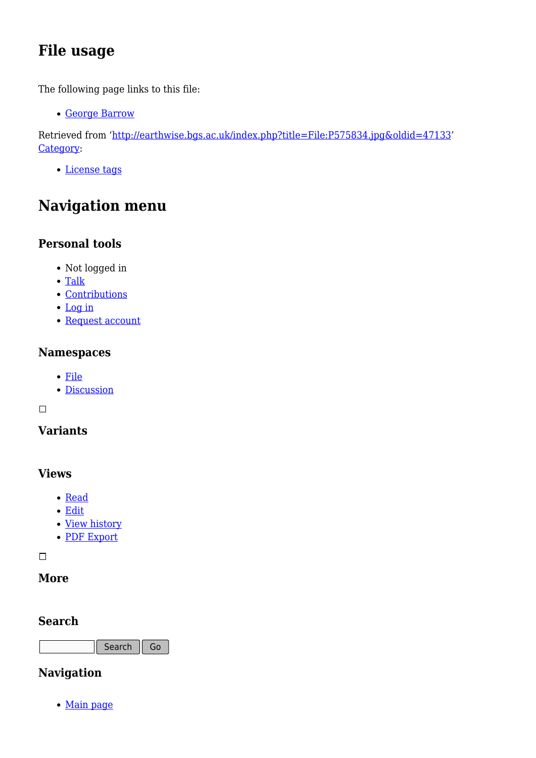## File usage

The following page links to this file:

- George Barrow

Retrieved from 'http://earthwise.bgs.ac.uk/index.php?title=File:P575834.jpg&oldid=47133'
Category:

- License tags

## Navigation menu

### Personal tools

- Not logged in
- Talk
- Contributions
- Log in
- Request account

### Namespaces

- File
- Discussion

### Variants

### Views

- Read
- Edit
- View history
- PDF Export

### More

### Search

Search Go

### Navigation

- Main page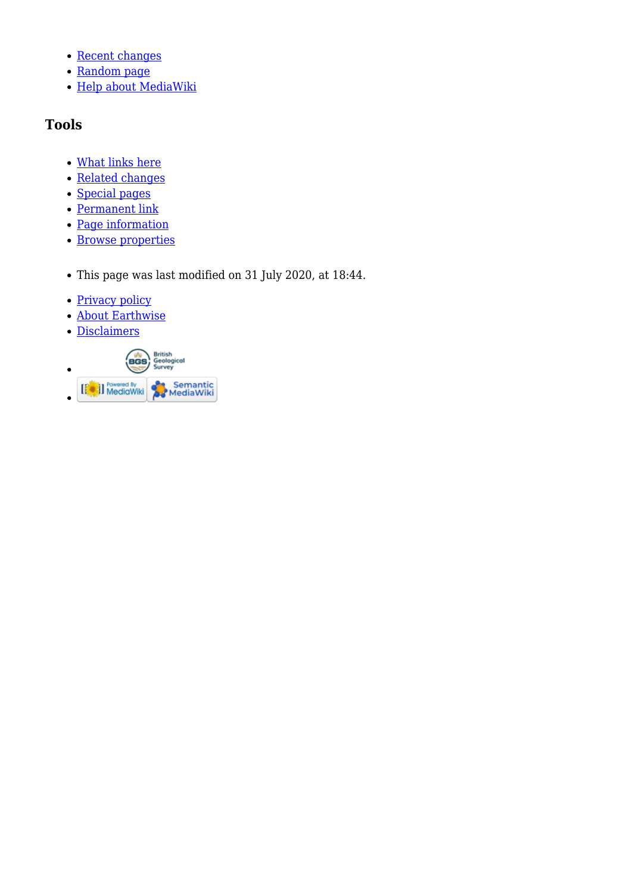- Recent changes
- Random page
- Help about MediaWiki

## Tools

- What links here
- Related changes
- Special pages
- Permanent link
- Page information
- Browse properties

- This page was last modified on 31 July 2020, at 18:44.

- Privacy policy
- About Earthwise
- Disclaimers